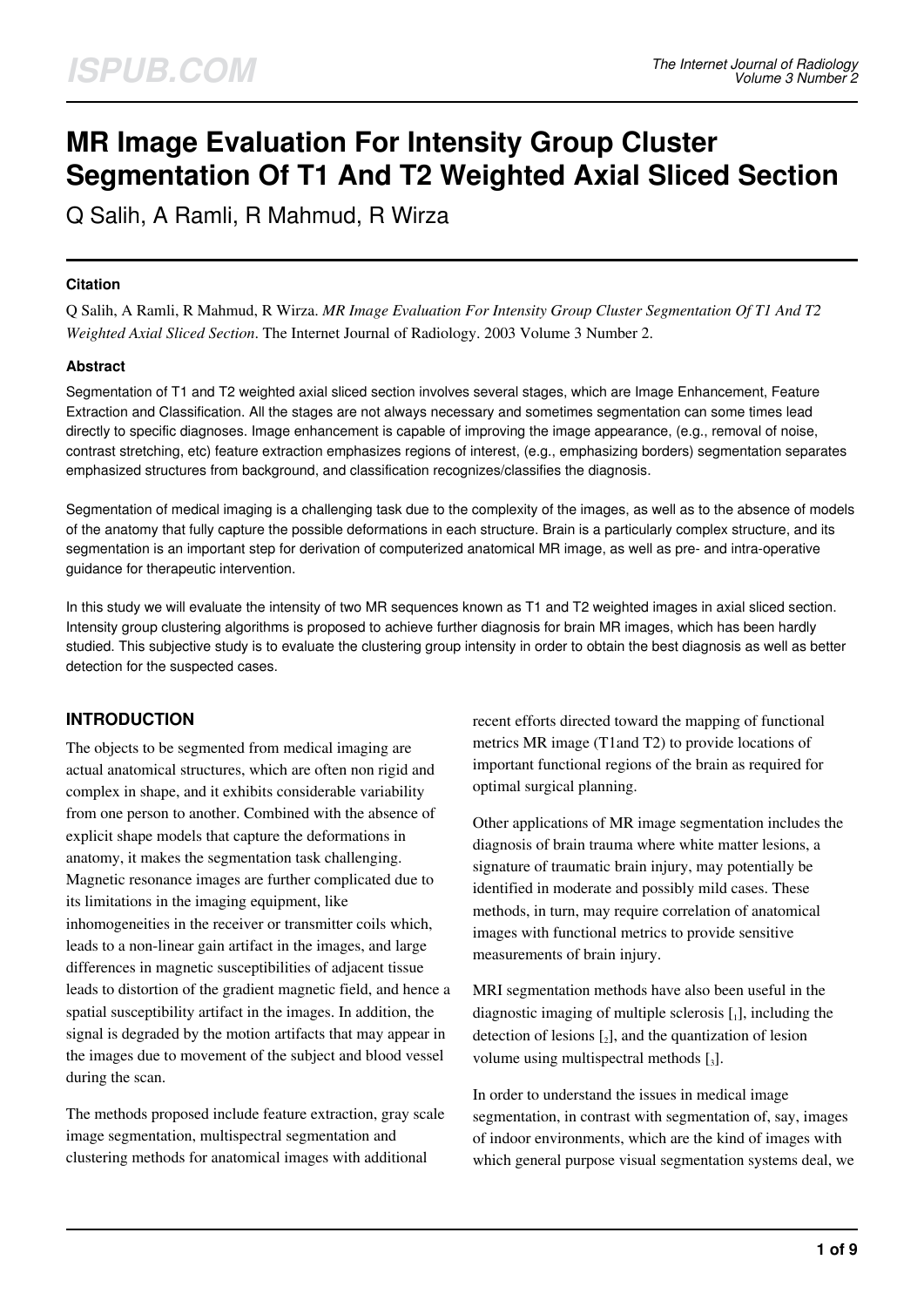# MR Image Evaluation For Intensity Group Cluster Segmentation Of T1 And T2 Weighted Axial Sliced Section

Q Salih, A Ramli, R Mahmud, R Wirza

### Citation

Q Salih, A Ramli, R Mahmud, R Wirza. *MR Image Evaluation For Intensity Group Cluster Segmentation Of T1 And T2 Weighted Axial Sliced Section*. The Internet Journal of Radiology. 2003 Volume 3 Number 2.

### Abstract

Segmentation of T1 and T2 weighted axial sliced section involves several stages, which are Image Enhancement, Feature Extraction and Classification. All the stages are not always necessary and sometimes segmentation can some times lead directly to specific diagnoses. Image enhancement is capable of improving the image appearance, (e.g., removal of noise, contrast stretching, etc) feature extraction emphasizes regions of interest, (e.g., emphasizing borders) segmentation separates emphasized structures from background, and classification recognizes/classifies the diagnosis.

Segmentation of medical imaging is a challenging task due to the complexity of the images, as well as to the absence of models of the anatomy that fully capture the possible deformations in each structure. Brain is a particularly complex structure, and its segmentation is an important step for derivation of computerized anatomical MR image, as well as pre- and intra-operative guidance for therapeutic intervention.

In this study we will evaluate the intensity of two MR sequences known as T1 and T2 weighted images in axial sliced section. Intensity group clustering algorithms is proposed to achieve further diagnosis for brain MR images, which has been hardly studied. This subjective study is to evaluate the clustering group intensity in order to obtain the best diagnosis as well as better detection for the suspected cases.

## INTRODUCTION

The objects to be segmented from medical imaging are actual anatomical structures, which are often non rigid and complex in shape, and it exhibits considerable variability from one person to another. Combined with the absence of explicit shape models that capture the deformations in anatomy, it makes the segmentation task challenging. Magnetic resonance images are further complicated due to its limitations in the imaging equipment, like inhomogeneities in the receiver or transmitter coils which, leads to a non-linear gain artifact in the images, and large differences in magnetic susceptibilities of adjacent tissue leads to distortion of the gradient magnetic field, and hence a spatial susceptibility artifact in the images. In addition, the signal is degraded by the motion artifacts that may appear in the images due to movement of the subject and blood vessel during the scan.

The methods proposed include feature extraction, gray scale image segmentation, multispectral segmentation and clustering methods for anatomical images with additional recent efforts directed toward the mapping of functional metrics MR image (T1and T2) to provide locations of important functional regions of the brain as required for optimal surgical planning.

Other applications of MR image segmentation includes the diagnosis of brain trauma where white matter lesions, a signature of traumatic brain injury, may potentially be identified in moderate and possibly mild cases. These methods, in turn, may require correlation of anatomical images with functional metrics to provide sensitive measurements of brain injury.

MRI segmentation methods have also been useful in the diagnostic imaging of multiple sclerosis [1], including the detection of lesions [2], and the quantization of lesion volume using multispectral methods [3].

In order to understand the issues in medical image segmentation, in contrast with segmentation of, say, images of indoor environments, which are the kind of images with which general purpose visual segmentation systems deal, we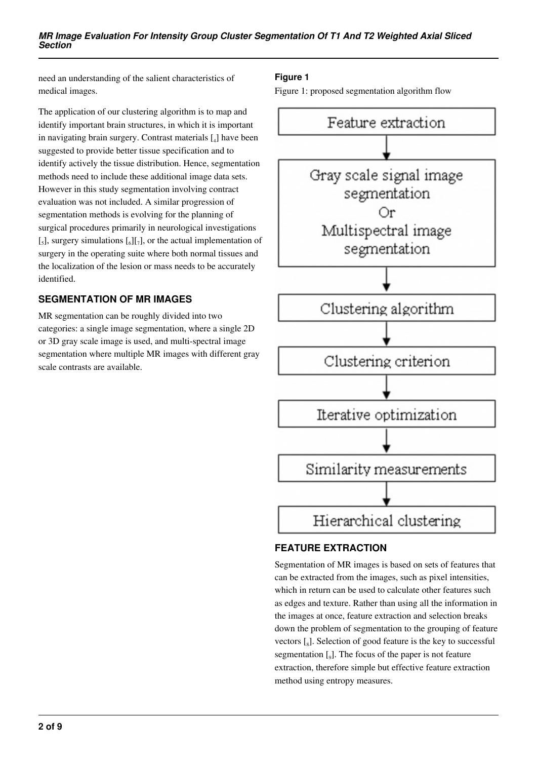need an understanding of the salient characteristics of medical images.

The application of our clustering algorithm is to map and identify important brain structures, in which it is important in navigating brain surgery. Contrast materials [4] have been suggested to provide better tissue specification and to identify actively the tissue distribution. Hence, segmentation methods need to include these additional image data sets. However in this study segmentation involving contract evaluation was not included. A similar progression of segmentation methods is evolving for the planning of surgical procedures primarily in neurological investigations [5], surgery simulations [6][7], or the actual implementation of surgery in the operating suite where both normal tissues and the localization of the lesion or mass needs to be accurately identified.

## SEGMENTATION OF MR IMAGES

MR segmentation can be roughly divided into two categories: a single image segmentation, where a single 2D or 3D gray scale image is used, and multi-spectral image segmentation where multiple MR images with different gray scale contrasts are available.

### Figure 1

Figure 1: proposed segmentation algorithm flow

Feature extraction → Gray scale signal image segmentation Or Multispectral image segmentation → Clustering algorithm → Clustering criterion → Iterative optimization → Similarity measurements → Hierarchical clustering

## FEATURE EXTRACTION

Segmentation of MR images is based on sets of features that can be extracted from the images, such as pixel intensities, which in return can be used to calculate other features such as edges and texture. Rather than using all the information in the images at once, feature extraction and selection breaks down the problem of segmentation to the grouping of feature vectors [8]. Selection of good feature is the key to successful segmentation [9]. The focus of the paper is not feature extraction, therefore simple but effective feature extraction method using entropy measures.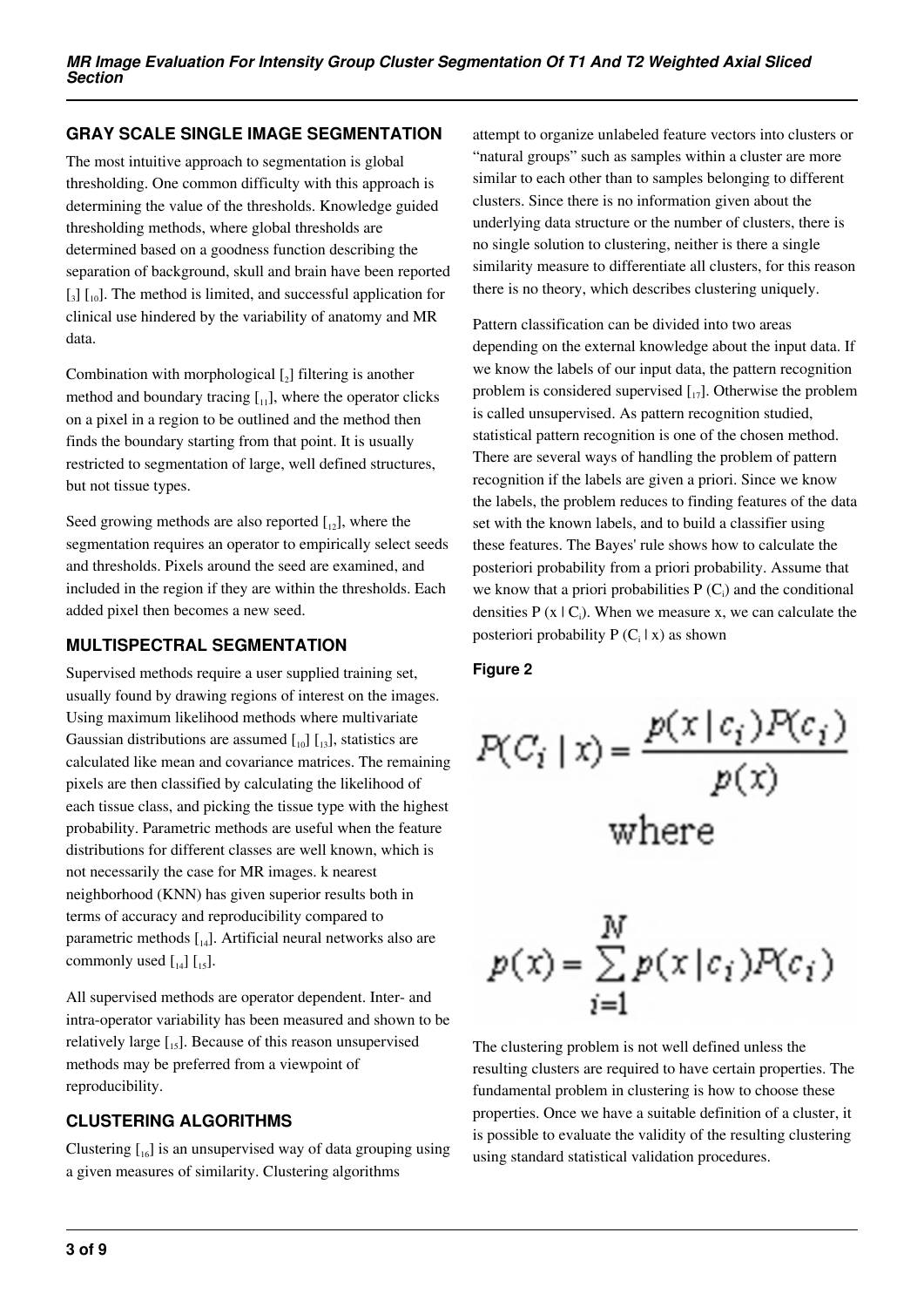## GRAY SCALE SINGLE IMAGE SEGMENTATION

The most intuitive approach to segmentation is global thresholding. One common difficulty with this approach is determining the value of the thresholds. Knowledge guided thresholding methods, where global thresholds are determined based on a goodness function describing the separation of background, skull and brain have been reported [3] [10]. The method is limited, and successful application for clinical use hindered by the variability of anatomy and MR data.

Combination with morphological [2] filtering is another method and boundary tracing [11], where the operator clicks on a pixel in a region to be outlined and the method then finds the boundary starting from that point. It is usually restricted to segmentation of large, well defined structures, but not tissue types.

Seed growing methods are also reported [12], where the segmentation requires an operator to empirically select seeds and thresholds. Pixels around the seed are examined, and included in the region if they are within the thresholds. Each added pixel then becomes a new seed.

## MULTISPECTRAL SEGMENTATION

Supervised methods require a user supplied training set, usually found by drawing regions of interest on the images. Using maximum likelihood methods where multivariate Gaussian distributions are assumed [10] [13], statistics are calculated like mean and covariance matrices. The remaining pixels are then classified by calculating the likelihood of each tissue class, and picking the tissue type with the highest probability. Parametric methods are useful when the feature distributions for different classes are well known, which is not necessarily the case for MR images. k nearest neighborhood (KNN) has given superior results both in terms of accuracy and reproducibility compared to parametric methods [14]. Artificial neural networks also are commonly used [14] [15].

All supervised methods are operator dependent. Inter- and intra-operator variability has been measured and shown to be relatively large [15]. Because of this reason unsupervised methods may be preferred from a viewpoint of reproducibility.

## CLUSTERING ALGORITHMS

Clustering [16] is an unsupervised way of data grouping using a given measures of similarity. Clustering algorithms attempt to organize unlabeled feature vectors into clusters or "natural groups" such as samples within a cluster are more similar to each other than to samples belonging to different clusters. Since there is no information given about the underlying data structure or the number of clusters, there is no single solution to clustering, neither is there a single similarity measure to differentiate all clusters, for this reason there is no theory, which describes clustering uniquely.

Pattern classification can be divided into two areas depending on the external knowledge about the input data. If we know the labels of our input data, the pattern recognition problem is considered supervised [17]. Otherwise the problem is called unsupervised. As pattern recognition studied, statistical pattern recognition is one of the chosen method. There are several ways of handling the problem of pattern recognition if the labels are given a priori. Since we know the labels, the problem reduces to finding features of the data set with the known labels, and to build a classifier using these features. The Bayes' rule shows how to calculate the posteriori probability from a priori probability. Assume that we know that a priori probabilities $P(C_i)$ and the conditional densities $P(x \mid C_i)$. When we measure x, we can calculate the posteriori probability $P(C_i \mid x)$ as shown

**Figure 2**

$$P(C_i \mid x) = \frac{p(x \mid c_i) P(c_i)}{p(x)}$$

where

$$p(x) = \sum_{i=1}^{N} p(x \mid c_i) P(c_i)$$

The clustering problem is not well defined unless the resulting clusters are required to have certain properties. The fundamental problem in clustering is how to choose these properties. Once we have a suitable definition of a cluster, it is possible to evaluate the validity of the resulting clustering using standard statistical validation procedures.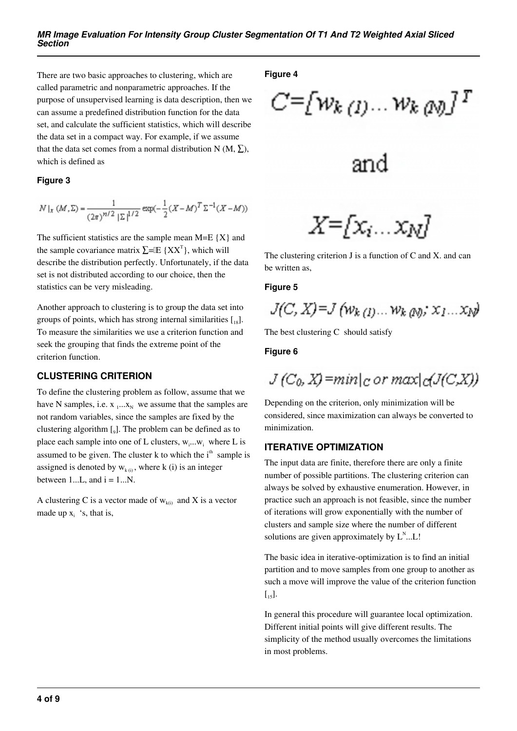There are two basic approaches to clustering, which are called parametric and nonparametric approaches. If the purpose of unsupervised learning is data description, then we can assume a predefined distribution function for the data set, and calculate the sufficient statistics, which will describe the data set in a compact way. For example, if we assume that the data set comes from a normal distribution N (M, ∑), which is defined as

**Figure 3**

$$N|_x(M,\Sigma) = \frac{1}{(2\pi)^{n/2}\,|\Sigma|^{1/2}} \exp\left(-\frac{1}{2}(X-M)^T \Sigma^{-1}(X-M)\right)$$

The sufficient statistics are the sample mean M=E {X} and the sample covariance matrix ∑=E {$XX^T$}, which will describe the distribution perfectly. Unfortunately, if the data set is not distributed according to our choice, then the statistics can be very misleading.

Another approach to clustering is to group the data set into groups of points, which has strong internal similarities [18]. To measure the similarities we use a criterion function and seek the grouping that finds the extreme point of the criterion function.

## CLUSTERING CRITERION

To define the clustering problem as follow, assume that we have N samples, i.e. $x_1 \ldots x_N$ we assume that the samples are not random variables, since the samples are fixed by the clustering algorithm [9]. The problem can be defined as to place each sample into one of L clusters, $w_i \ldots w_i$ where L is assumed to be given. The cluster k to which the $i^{th}$ sample is assigned is denoted by $w_{k(i)}$, where k (i) is an integer between 1...L, and i = 1...N.

A clustering C is a vector made of $w_{k(i)}$ and X is a vector made up $x_i$ 's, that is,

**Figure 4**

$$C = [w_{k(1)} \ldots w_{k(N)}]^T$$

and

$$X = [x_i \ldots x_N]$$

The clustering criterion J is a function of C and X. and can be written as,

**Figure 5**

$$J(C, X) = J(w_{k(1)} \ldots w_{k(N)}; x_1 \ldots x_N)$$

The best clustering C should satisfy

**Figure 6**

$$J(C_0, X) = \min|_C \text{ or } \max|_C (J(C,X))$$

Depending on the criterion, only minimization will be considered, since maximization can always be converted to minimization.

## ITERATIVE OPTIMIZATION

The input data are finite, therefore there are only a finite number of possible partitions. The clustering criterion can always be solved by exhaustive enumeration. However, in practice such an approach is not feasible, since the number of iterations will grow exponentially with the number of clusters and sample size where the number of different solutions are given approximately by $L^N$...L!

The basic idea in iterative-optimization is to find an initial partition and to move samples from one group to another as such a move will improve the value of the criterion function [15].

In general this procedure will guarantee local optimization. Different initial points will give different results. The simplicity of the method usually overcomes the limitations in most problems.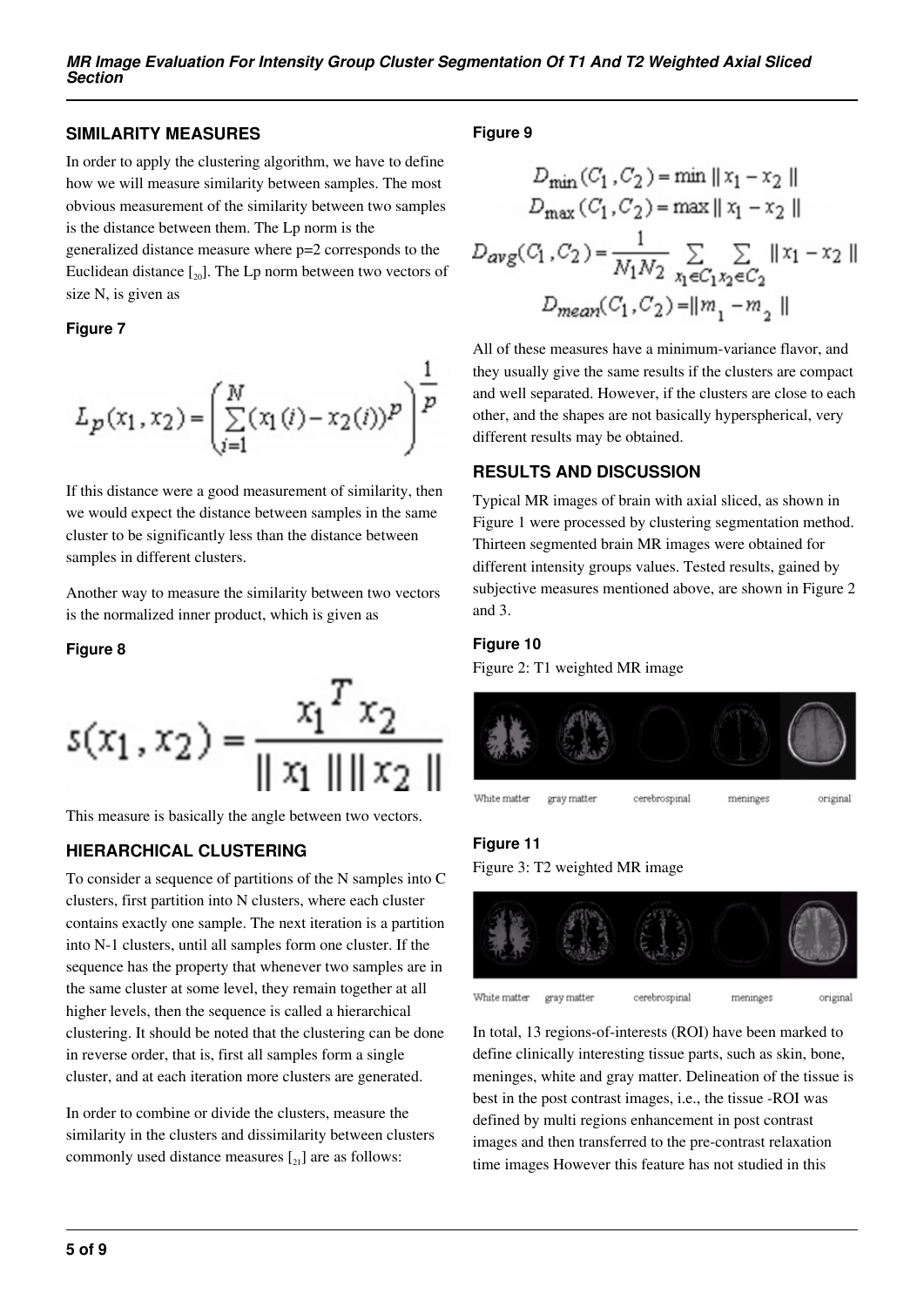## SIMILARITY MEASURES

In order to apply the clustering algorithm, we have to define how we will measure similarity between samples. The most obvious measurement of the similarity between two samples is the distance between them. The Lp norm is the generalized distance measure where p=2 corresponds to the Euclidean distance [20]. The Lp norm between two vectors of size N, is given as

**Figure 7**

$$L_p(x_1, x_2) = \left( \sum_{i=1}^{N} (x_1(i) - x_2(i))^p \right)^{\frac{1}{p}}$$

If this distance were a good measurement of similarity, then we would expect the distance between samples in the same cluster to be significantly less than the distance between samples in different clusters.

Another way to measure the similarity between two vectors is the normalized inner product, which is given as

**Figure 8**

$$s(x_1, x_2) = \frac{x_1^T x_2}{\| x_1 \| \| x_2 \|}$$

This measure is basically the angle between two vectors.

## HIERARCHICAL CLUSTERING

To consider a sequence of partitions of the N samples into C clusters, first partition into N clusters, where each cluster contains exactly one sample. The next iteration is a partition into N-1 clusters, until all samples form one cluster. If the sequence has the property that whenever two samples are in the same cluster at some level, they remain together at all higher levels, then the sequence is called a hierarchical clustering. It should be noted that the clustering can be done in reverse order, that is, first all samples form a single cluster, and at each iteration more clusters are generated.

In order to combine or divide the clusters, measure the similarity in the clusters and dissimilarity between clusters commonly used distance measures [21] are as follows:

**Figure 9**

$$D_{\min}(C_1, C_2) = \min \| x_1 - x_2 \|$$

$$D_{\max}(C_1, C_2) = \max \| x_1 - x_2 \|$$

$$D_{avg}(C_1, C_2) = \frac{1}{N_1 N_2} \sum_{x_1 \in C_1} \sum_{x_2 \in C_2} \| x_1 - x_2 \|$$

$$D_{mean}(C_1, C_2) = \| m_1 - m_2 \|$$

All of these measures have a minimum-variance flavor, and they usually give the same results if the clusters are compact and well separated. However, if the clusters are close to each other, and the shapes are not basically hyperspherical, very different results may be obtained.

## RESULTS AND DISCUSSION

Typical MR images of brain with axial sliced, as shown in Figure 1 were processed by clustering segmentation method. Thirteen segmented brain MR images were obtained for different intensity groups values. Tested results, gained by subjective measures mentioned above, are shown in Figure 2 and 3.

**Figure 10**

Figure 2: T1 weighted MR image

White matter gray matter cerebrospinal meninges original

**Figure 11**

Figure 3: T2 weighted MR image

White matter gray matter cerebrospinal meninges original

In total, 13 regions-of-interests (ROI) have been marked to define clinically interesting tissue parts, such as skin, bone, meninges, white and gray matter. Delineation of the tissue is best in the post contrast images, i.e., the tissue -ROI was defined by multi regions enhancement in post contrast images and then transferred to the pre-contrast relaxation time images However this feature has not studied in this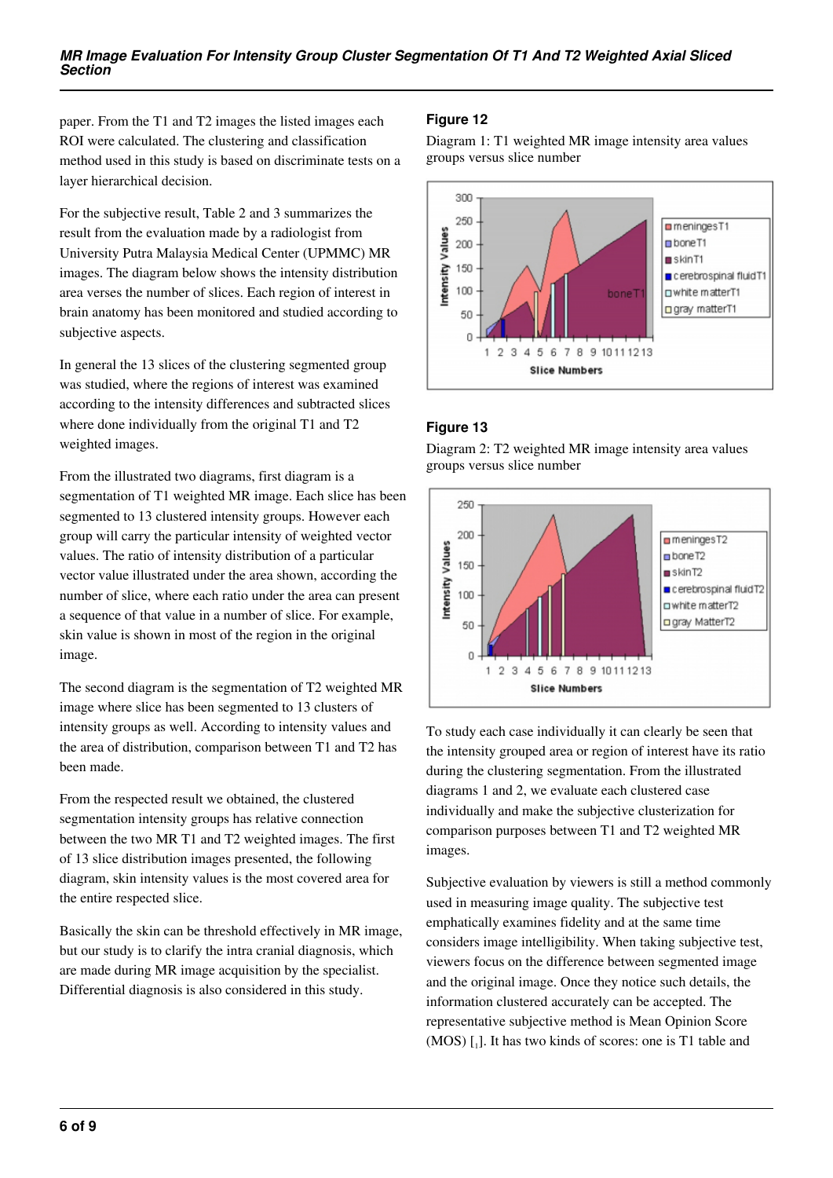paper. From the T1 and T2 images the listed images each ROI were calculated. The clustering and classification method used in this study is based on discriminate tests on a layer hierarchical decision.

For the subjective result, Table 2 and 3 summarizes the result from the evaluation made by a radiologist from University Putra Malaysia Medical Center (UPMMC) MR images. The diagram below shows the intensity distribution area verses the number of slices. Each region of interest in brain anatomy has been monitored and studied according to subjective aspects.

In general the 13 slices of the clustering segmented group was studied, where the regions of interest was examined according to the intensity differences and subtracted slices where done individually from the original T1 and T2 weighted images.

From the illustrated two diagrams, first diagram is a segmentation of T1 weighted MR image. Each slice has been segmented to 13 clustered intensity groups. However each group will carry the particular intensity of weighted vector values. The ratio of intensity distribution of a particular vector value illustrated under the area shown, according the number of slice, where each ratio under the area can present a sequence of that value in a number of slice. For example, skin value is shown in most of the region in the original image.

The second diagram is the segmentation of T2 weighted MR image where slice has been segmented to 13 clusters of intensity groups as well. According to intensity values and the area of distribution, comparison between T1 and T2 has been made.

From the respected result we obtained, the clustered segmentation intensity groups has relative connection between the two MR T1 and T2 weighted images. The first of 13 slice distribution images presented, the following diagram, skin intensity values is the most covered area for the entire respected slice.

Basically the skin can be threshold effectively in MR image, but our study is to clarify the intra cranial diagnosis, which are made during MR image acquisition by the specialist. Differential diagnosis is also considered in this study.

**Figure 12**

Diagram 1: T1 weighted MR image intensity area values groups versus slice number

**Figure 13**

Diagram 2: T2 weighted MR image intensity area values groups versus slice number

To study each case individually it can clearly be seen that the intensity grouped area or region of interest have its ratio during the clustering segmentation. From the illustrated diagrams 1 and 2, we evaluate each clustered case individually and make the subjective clusterization for comparison purposes between T1 and T2 weighted MR images.

Subjective evaluation by viewers is still a method commonly used in measuring image quality. The subjective test emphatically examines fidelity and at the same time considers image intelligibility. When taking subjective test, viewers focus on the difference between segmented image and the original image. Once they notice such details, the information clustered accurately can be accepted. The representative subjective method is Mean Opinion Score (MOS) [1]. It has two kinds of scores: one is T1 table and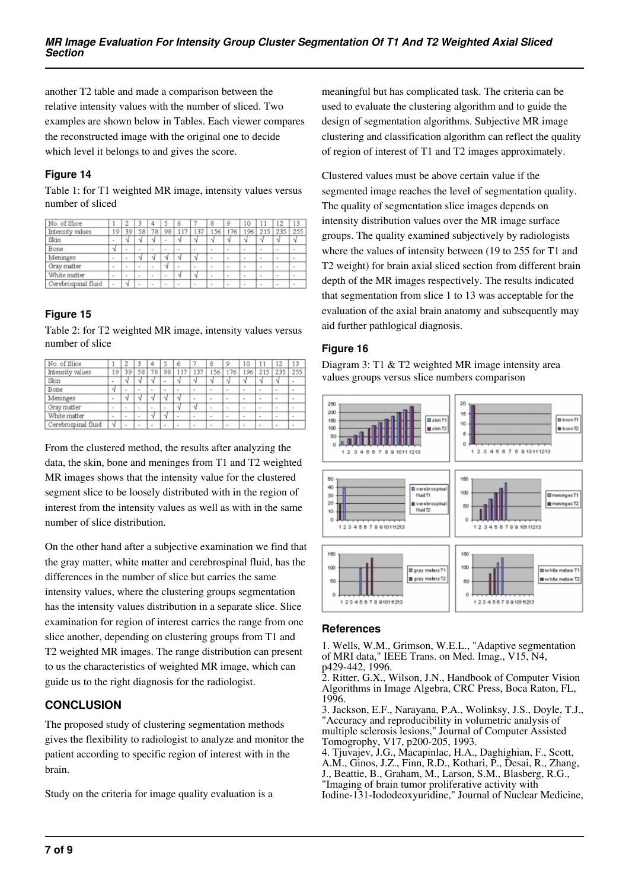another T2 table and made a comparison between the relative intensity values with the number of sliced. Two examples are shown below in Tables. Each viewer compares the reconstructed image with the original one to decide which level it belongs to and gives the score.

### Figure 14

Table 1: for T1 weighted MR image, intensity values versus number of sliced

| No. of Slice | 1 | 2 | 3 | 4 | 5 | 6 | 7 | 8 | 9 | 10 | 11 | 12 | 13 |
|---|---|---|---|---|---|---|---|---|---|---|---|---|---|
| Intensity values | 19 | 39 | 58 | 78 | 98 | 117 | 137 | 156 | 176 | 196 | 215 | 235 | 255 |
| Skin | - | √ | √ | √ | - | √ | √ | √ | √ | √ | √ | √ | √ |
| Bone | √ | - | - | - | - | - | - | - | - | - | - | - | - |
| Meninges | - | - | √ | √ | √ | √ | √ | - | - | - | - | - | - |
| Gray matter | - | - | - | - | √ | - | - | - | - | - | - | - | - |
| White matter | - | - | - | - | - | √ | √ | - | - | - | - | - | - |
| Cerebrospinal fluid | - | √ | - | - | - | - | - | - | - | - | - | - | - |

### Figure 15

Table 2: for T2 weighted MR image, intensity values versus number of slice

| No. of Slice | 1 | 2 | 3 | 4 | 5 | 6 | 7 | 8 | 9 | 10 | 11 | 12 | 13 |
|---|---|---|---|---|---|---|---|---|---|---|---|---|---|
| Intensity values | 19 | 39 | 58 | 78 | 98 | 117 | 137 | 156 | 176 | 196 | 215 | 235 | 255 |
| Skin | - | √ | √ | √ | - | √ | √ | √ | √ | √ | √ | √ | - |
| Bone | √ | - | - | - | - | - | - | - | - | - | - | - | - |
| Meninges | - | √ | √ | √ | √ | √ | - | - | - | - | - | - | - |
| Gray matter | - | - | - | - | - | √ | √ | - | - | - | - | - | - |
| White matter | - | - | - | √ | √ | - | - | - | - | - | - | - | - |
| Cerebrospinal fluid | √ | - | - | - | - | - | - | - | - | - | - | - | - |

From the clustered method, the results after analyzing the data, the skin, bone and meninges from T1 and T2 weighted MR images shows that the intensity value for the clustered segment slice to be loosely distributed with in the region of interest from the intensity values as well as with in the same number of slice distribution.

On the other hand after a subjective examination we find that the gray matter, white matter and cerebrospinal fluid, has the differences in the number of slice but carries the same intensity values, where the clustering groups segmentation has the intensity values distribution in a separate slice. Slice examination for region of interest carries the range from one slice another, depending on clustering groups from T1 and T2 weighted MR images. The range distribution can present to us the characteristics of weighted MR image, which can guide us to the right diagnosis for the radiologist.

## CONCLUSION

The proposed study of clustering segmentation methods gives the flexibility to radiologist to analyze and monitor the patient according to specific region of interest with in the brain.

Study on the criteria for image quality evaluation is a meaningful but has complicated task. The criteria can be used to evaluate the clustering algorithm and to guide the design of segmentation algorithms. Subjective MR image clustering and classification algorithm can reflect the quality of region of interest of T1 and T2 images approximately.

Clustered values must be above certain value if the segmented image reaches the level of segmentation quality. The quality of segmentation slice images depends on intensity distribution values over the MR image surface groups. The quality examined subjectively by radiologists where the values of intensity between (19 to 255 for T1 and T2 weight) for brain axial sliced section from different brain depth of the MR images respectively. The results indicated that segmentation from slice 1 to 13 was acceptable for the evaluation of the axial brain anatomy and subsequently may aid further pathlogical diagnosis.

### Figure 16

Diagram 3: T1 & T2 weighted MR image intensity area values groups versus slice numbers comparison

## References

1. Wells, W.M., Grimson, W.E.L., "Adaptive segmentation of MRI data," IEEE Trans. on Med. Imag., V15, N4, p429-442, 1996.
2. Ritter, G.X., Wilson, J.N., Handbook of Computer Vision Algorithms in Image Algebra, CRC Press, Boca Raton, FL, 1996.
3. Jackson, E.F., Narayana, P.A., Wolinksy, J.S., Doyle, T.J., "Accuracy and reproducibility in volumetric analysis of multiple sclerosis lesions," Journal of Computer Assisted Tomography, V17, p200-205, 1993.
4. Tjuvajev, J.G., Macapinlac, H.A., Daghighian, F., Scott, A.M., Ginos, J.Z., Finn, R.D., Kothari, P., Desai, R., Zhang, J., Beattie, B., Graham, M., Larson, S.M., Blasberg, R.G., "Imaging of brain tumor proliferative activity with Iodine-131-Iododeoxyuridine," Journal of Nuclear Medicine,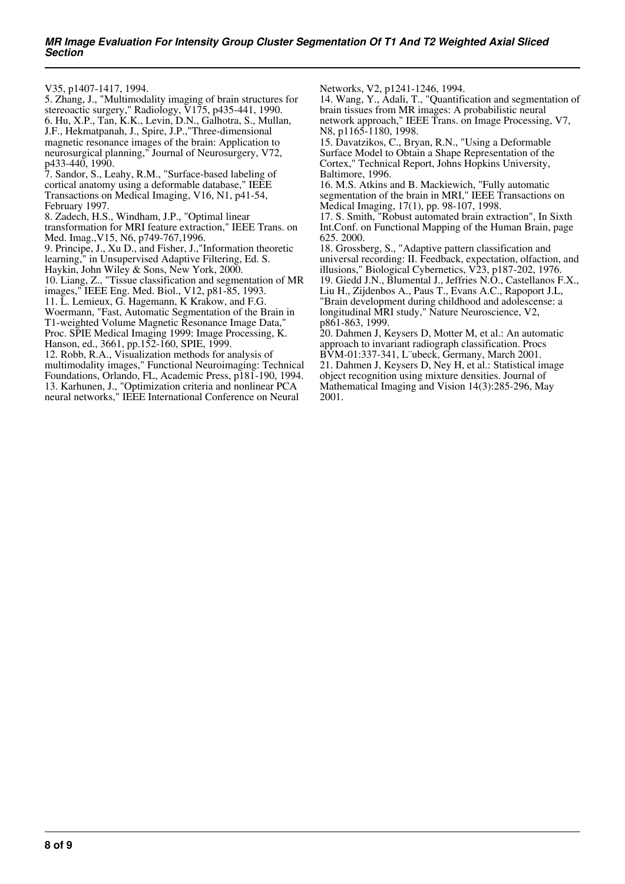V35, p1407-1417, 1994.

5. Zhang, J., "Multimodality imaging of brain structures for stereoactic surgery," Radiology, V175, p435-441, 1990.

6. Hu, X.P., Tan, K.K., Levin, D.N., Galhotra, S., Mullan, J.F., Hekmatpanah, J., Spire, J.P.,"Three-dimensional magnetic resonance images of the brain: Application to neurosurgical planning," Journal of Neurosurgery, V72, p433-440, 1990.

7. Sandor, S., Leahy, R.M., "Surface-based labeling of cortical anatomy using a deformable database," IEEE Transactions on Medical Imaging, V16, N1, p41-54, February 1997.

8. Zadech, H.S., Windham, J.P., "Optimal linear transformation for MRI feature extraction," IEEE Trans. on Med. Imag.,V15, N6, p749-767,1996.

9. Principe, J., Xu D., and Fisher, J.,"Information theoretic learning," in Unsupervised Adaptive Filtering, Ed. S. Haykin, John Wiley & Sons, New York, 2000.

10. Liang, Z., "Tissue classification and segmentation of MR images," IEEE Eng. Med. Biol., V12, p81-85, 1993.

11. L. Lemieux, G. Hagemann, K Krakow, and F.G. Woermann, "Fast, Automatic Segmentation of the Brain in T1-weighted Volume Magnetic Resonance Image Data," Proc. SPIE Medical Imaging 1999: Image Processing, K. Hanson, ed., 3661, pp.152-160, SPIE, 1999.

12. Robb, R.A., Visualization methods for analysis of multimodality images," Functional Neuroimaging: Technical Foundations, Orlando, FL, Academic Press, p181-190, 1994.

13. Karhunen, J., "Optimization criteria and nonlinear PCA neural networks," IEEE International Conference on Neural Networks, V2, p1241-1246, 1994.

14. Wang, Y., Adali, T., "Quantification and segmentation of brain tissues from MR images: A probabilistic neural network approach," IEEE Trans. on Image Processing, V7, N8, p1165-1180, 1998.

15. Davatzikos, C., Bryan, R.N., "Using a Deformable Surface Model to Obtain a Shape Representation of the Cortex," Technical Report, Johns Hopkins University, Baltimore, 1996.

16. M.S. Atkins and B. Mackiewich, "Fully automatic segmentation of the brain in MRI," IEEE Transactions on Medical Imaging, 17(1), pp. 98-107, 1998.

17. S. Smith, "Robust automated brain extraction", In Sixth Int.Conf. on Functional Mapping of the Human Brain, page 625. 2000.

18. Grossberg, S., "Adaptive pattern classification and universal recording: II. Feedback, expectation, olfaction, and illusions," Biological Cybernetics, V23, p187-202, 1976.

19. Giedd J.N., Blumental J., Jeffries N.O., Castellanos F.X., Liu H., Zijdenbos A., Paus T., Evans A.C., Rapoport J.L, "Brain development during childhood and adolescense: a longitudinal MRI study," Nature Neuroscience, V2, p861-863, 1999.

20. Dahmen J, Keysers D, Motter M, et al.: An automatic approach to invariant radiograph classification. Procs BVM-01:337-341, L¨ubeck, Germany, March 2001.

21. Dahmen J, Keysers D, Ney H, et al.: Statistical image object recognition using mixture densities. Journal of Mathematical Imaging and Vision 14(3):285-296, May 2001.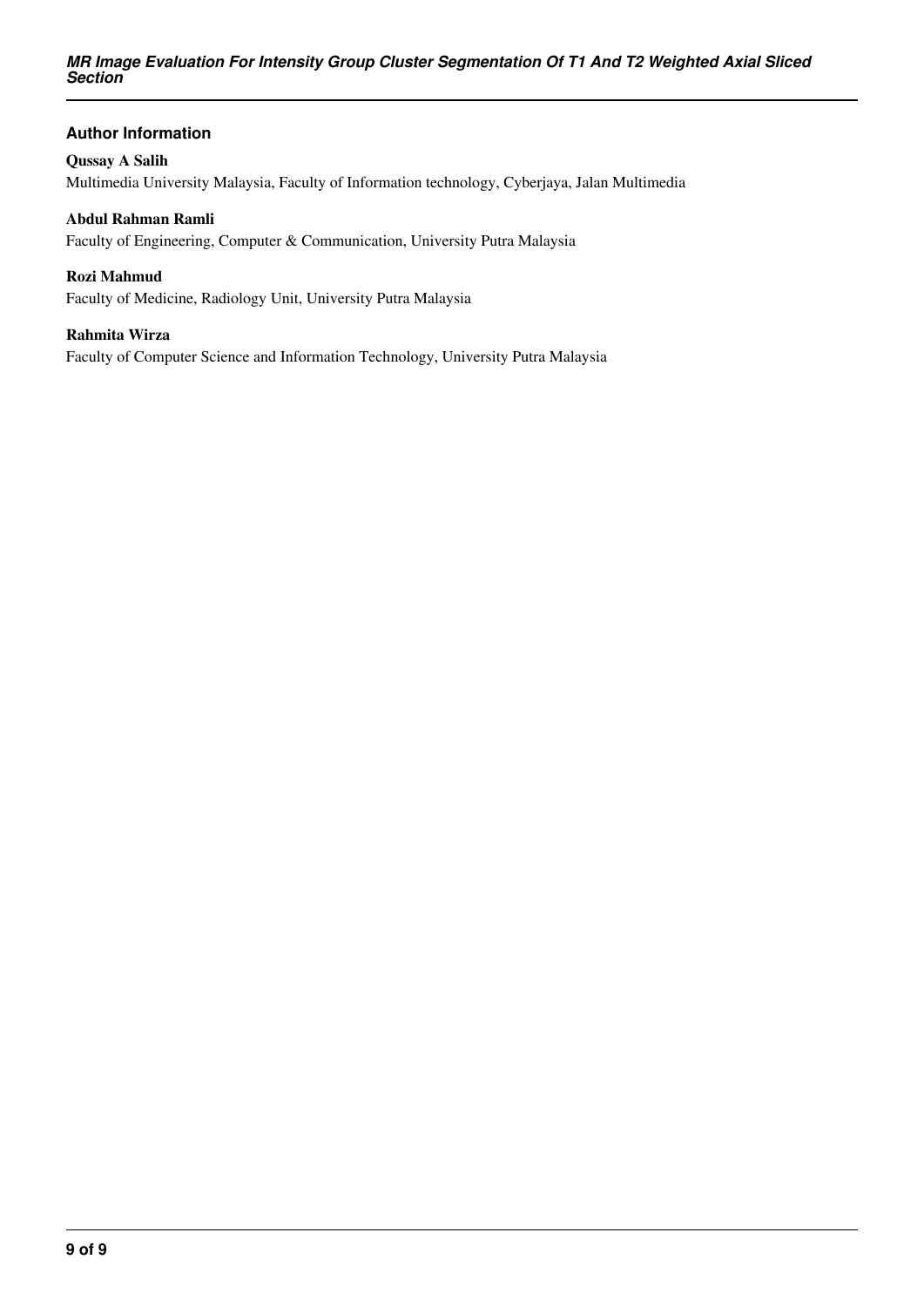## Author Information

**Qussay A Salih**
Multimedia University Malaysia, Faculty of Information technology, Cyberjaya, Jalan Multimedia

**Abdul Rahman Ramli**
Faculty of Engineering, Computer & Communication, University Putra Malaysia

**Rozi Mahmud**
Faculty of Medicine, Radiology Unit, University Putra Malaysia

**Rahmita Wirza**
Faculty of Computer Science and Information Technology, University Putra Malaysia